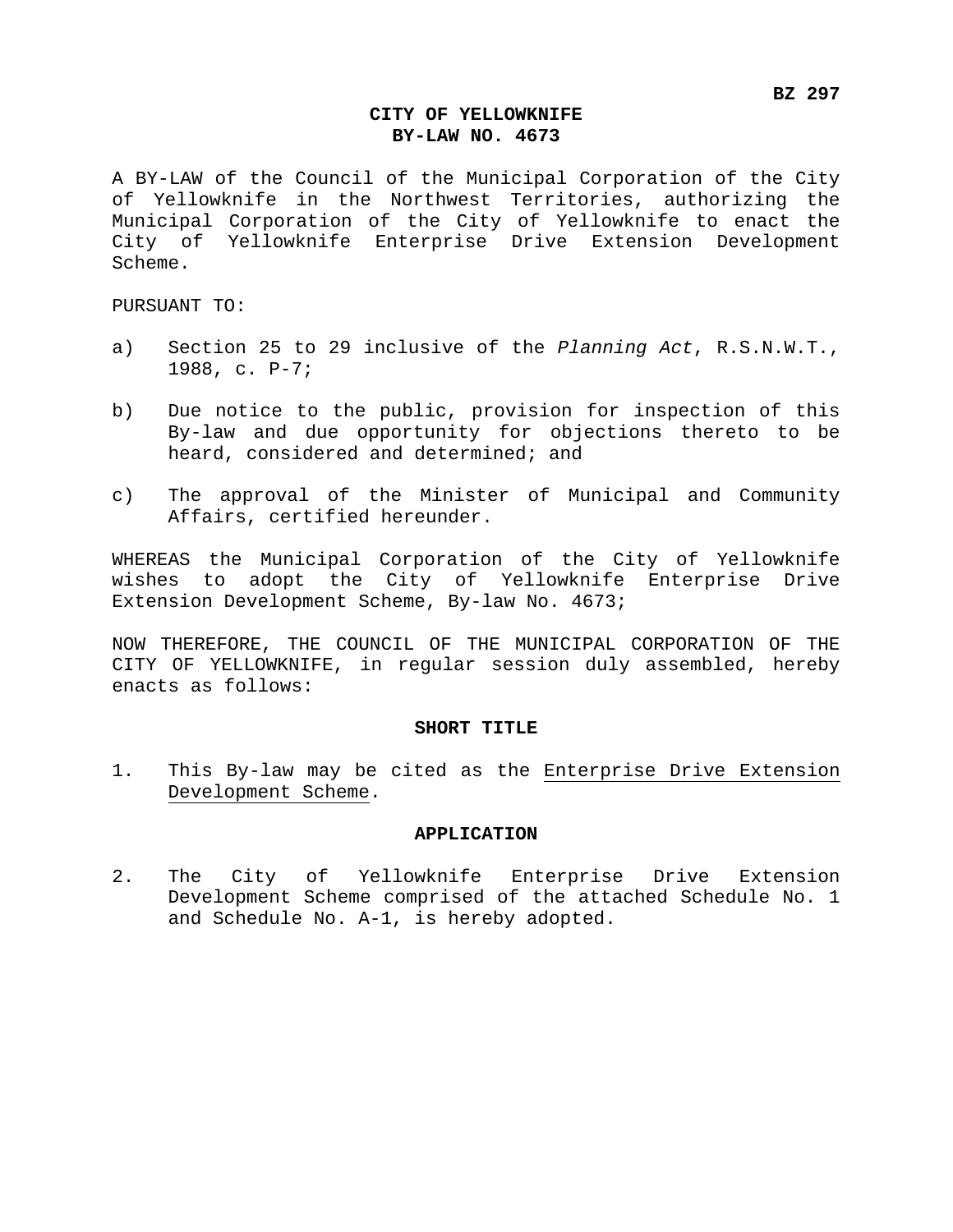**BZ 297**

# CITY OF YELLOWKNIFE
# BY-LAW NO. 4673

A BY-LAW of the Council of the Municipal Corporation of the City of Yellowknife in the Northwest Territories, authorizing the Municipal Corporation of the City of Yellowknife to enact the City of Yellowknife Enterprise Drive Extension Development Scheme.

PURSUANT TO:

a) Section 25 to 29 inclusive of the *Planning Act*, R.S.N.W.T., 1988, c. P-7;

b) Due notice to the public, provision for inspection of this By-law and due opportunity for objections thereto to be heard, considered and determined; and

c) The approval of the Minister of Municipal and Community Affairs, certified hereunder.

WHEREAS the Municipal Corporation of the City of Yellowknife wishes to adopt the City of Yellowknife Enterprise Drive Extension Development Scheme, By-law No. 4673;

NOW THEREFORE, THE COUNCIL OF THE MUNICIPAL CORPORATION OF THE CITY OF YELLOWKNIFE, in regular session duly assembled, hereby enacts as follows:

## SHORT TITLE

1. This By-law may be cited as the <u>Enterprise Drive Extension Development Scheme</u>.

## APPLICATION

2. The City of Yellowknife Enterprise Drive Extension Development Scheme comprised of the attached Schedule No. 1 and Schedule No. A-1, is hereby adopted.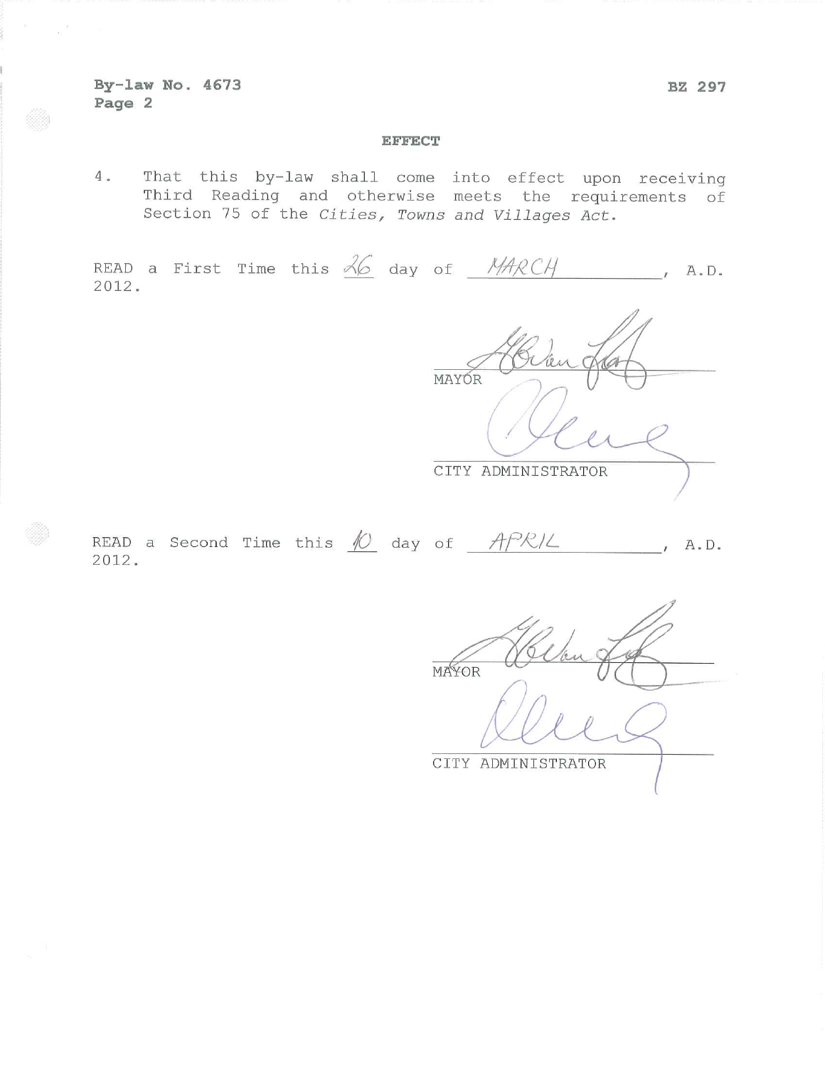By-law No. 4673
Page 2

BZ 297

## EFFECT

4. That this by-law shall come into effect upon receiving Third Reading and otherwise meets the requirements of Section 75 of the *Cities, Towns and Villages Act*.

READ a First Time this 26 day of MARCH, A.D. 2012.

MAYOR

CITY ADMINISTRATOR

READ a Second Time this 10 day of APRIL, A.D. 2012.

MAYOR

CITY ADMINISTRATOR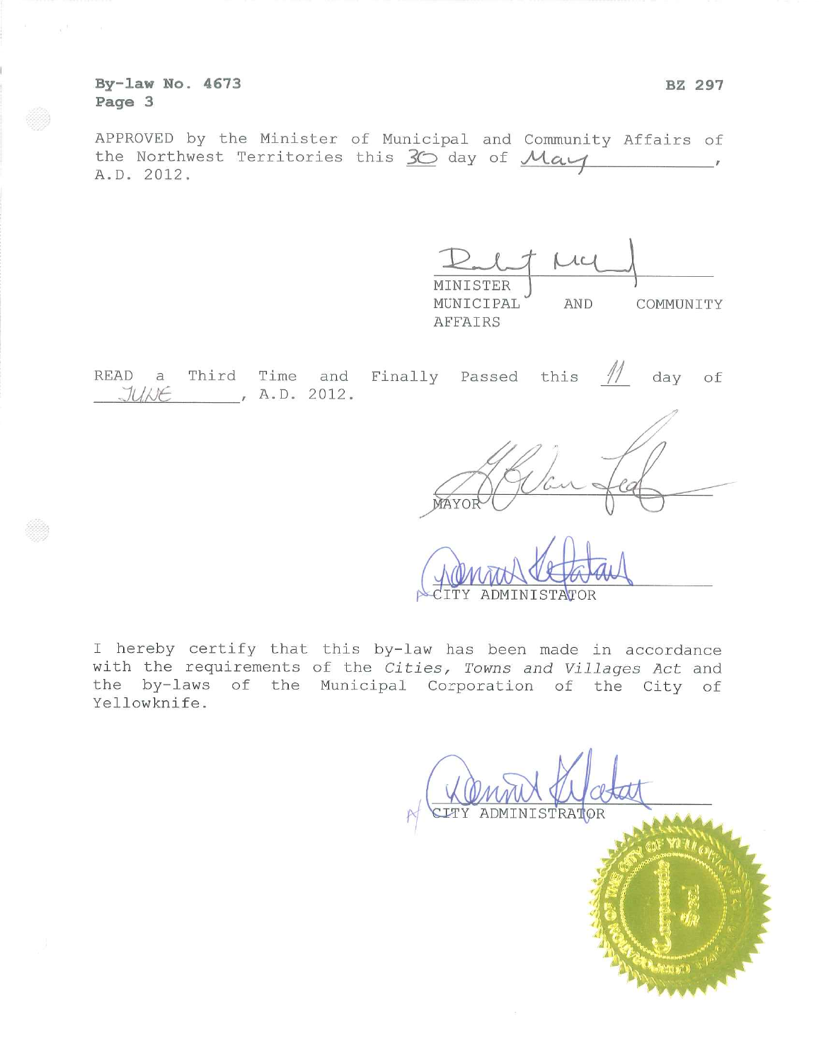**By-law No. 4673** **BZ 297**
**Page 3**

APPROVED by the Minister of Municipal and Community Affairs of the Northwest Territories this 30 day of May, A.D. 2012.

MINISTER MUNICIPAL AND COMMUNITY AFFAIRS

READ a Third Time and Finally Passed this 11 day of JUNE, A.D. 2012.

MAYOR

CITY ADMINISTATOR

I hereby certify that this by-law has been made in accordance with the requirements of the *Cities, Towns and Villages Act* and the by-laws of the Municipal Corporation of the City of Yellowknife.

CITY ADMINISTRATOR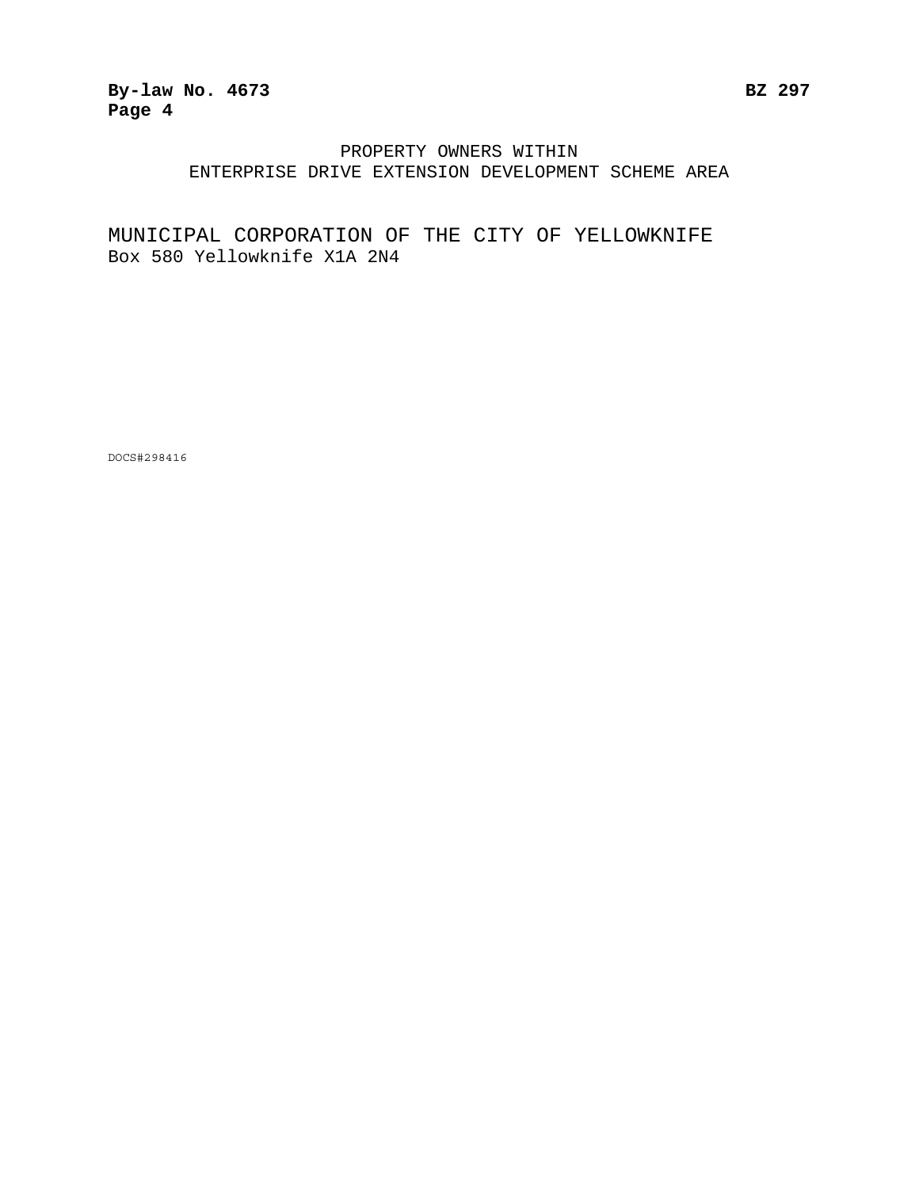PROPERTY OWNERS WITHIN
ENTERPRISE DRIVE EXTENSION DEVELOPMENT SCHEME AREA

MUNICIPAL CORPORATION OF THE CITY OF YELLOWKNIFE
Box 580 Yellowknife X1A 2N4

DOCS#298416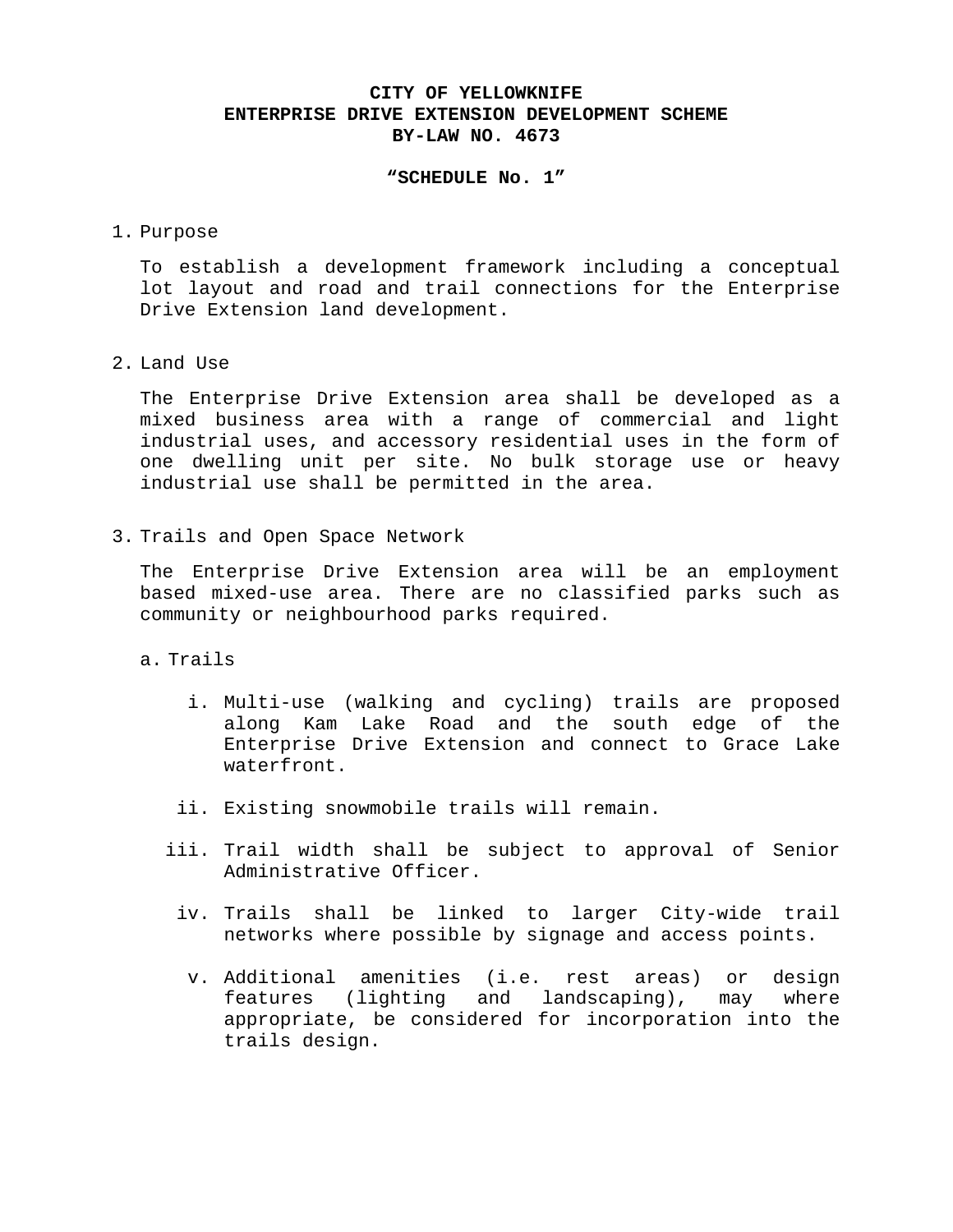**CITY OF YELLOWKNIFE**
**ENTERPRISE DRIVE EXTENSION DEVELOPMENT SCHEME**
**BY-LAW NO. 4673**

**“SCHEDULE No. 1”**

1. Purpose

   To establish a development framework including a conceptual lot layout and road and trail connections for the Enterprise Drive Extension land development.

2. Land Use

   The Enterprise Drive Extension area shall be developed as a mixed business area with a range of commercial and light industrial uses, and accessory residential uses in the form of one dwelling unit per site. No bulk storage use or heavy industrial use shall be permitted in the area.

3. Trails and Open Space Network

   The Enterprise Drive Extension area will be an employment based mixed-use area. There are no classified parks such as community or neighbourhood parks required.

   a. Trails

      i. Multi-use (walking and cycling) trails are proposed along Kam Lake Road and the south edge of the Enterprise Drive Extension and connect to Grace Lake waterfront.

      ii. Existing snowmobile trails will remain.

      iii. Trail width shall be subject to approval of Senior Administrative Officer.

      iv. Trails shall be linked to larger City-wide trail networks where possible by signage and access points.

      v. Additional amenities (i.e. rest areas) or design features (lighting and landscaping), may where appropriate, be considered for incorporation into the trails design.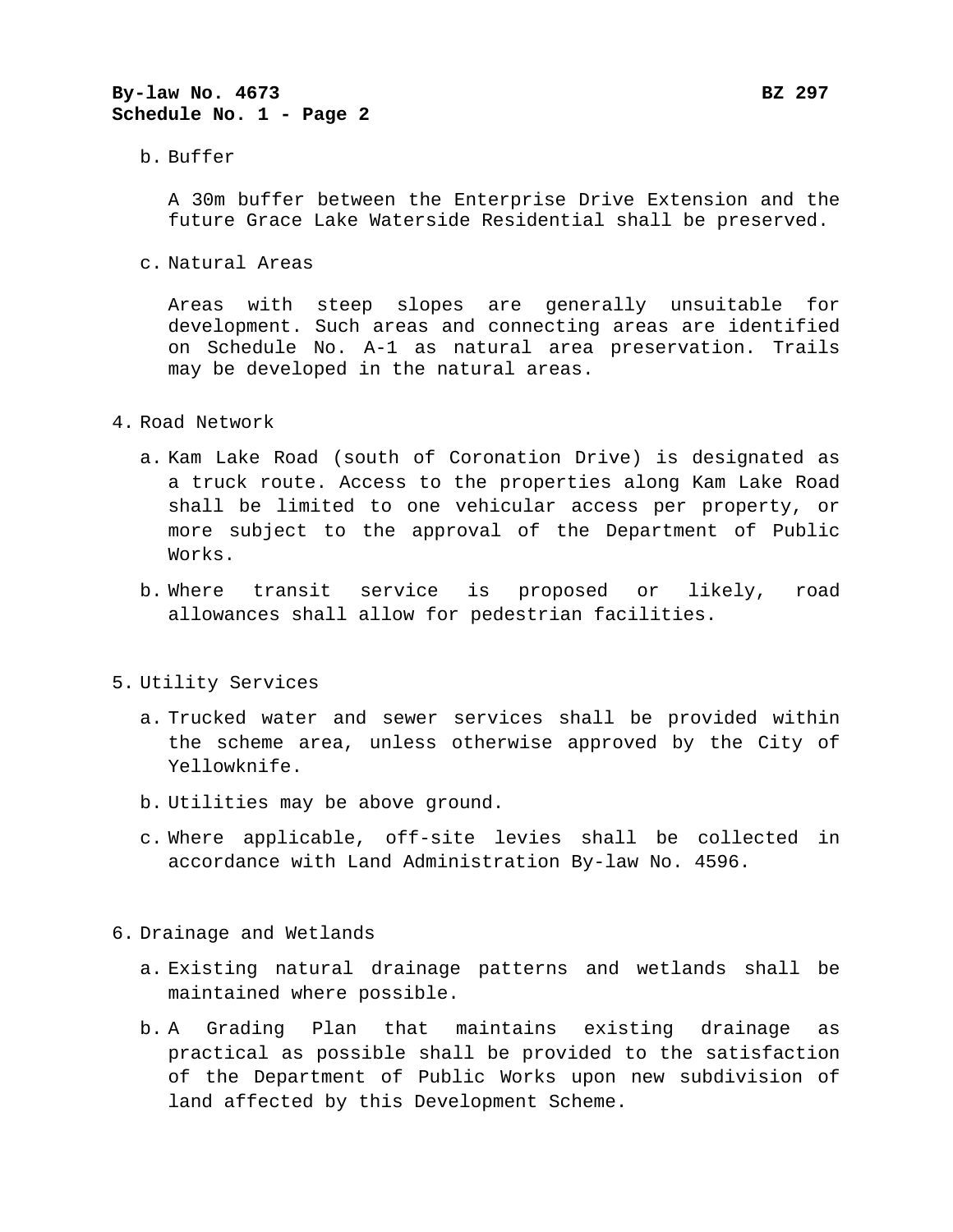b. Buffer

   A 30m buffer between the Enterprise Drive Extension and the future Grace Lake Waterside Residential shall be preserved.

c. Natural Areas

   Areas with steep slopes are generally unsuitable for development. Such areas and connecting areas are identified on Schedule No. A-1 as natural area preservation. Trails may be developed in the natural areas.

4. Road Network

   a. Kam Lake Road (south of Coronation Drive) is designated as a truck route. Access to the properties along Kam Lake Road shall be limited to one vehicular access per property, or more subject to the approval of the Department of Public Works.

   b. Where transit service is proposed or likely, road allowances shall allow for pedestrian facilities.

5. Utility Services

   a. Trucked water and sewer services shall be provided within the scheme area, unless otherwise approved by the City of Yellowknife.

   b. Utilities may be above ground.

   c. Where applicable, off-site levies shall be collected in accordance with Land Administration By-law No. 4596.

6. Drainage and Wetlands

   a. Existing natural drainage patterns and wetlands shall be maintained where possible.

   b. A Grading Plan that maintains existing drainage as practical as possible shall be provided to the satisfaction of the Department of Public Works upon new subdivision of land affected by this Development Scheme.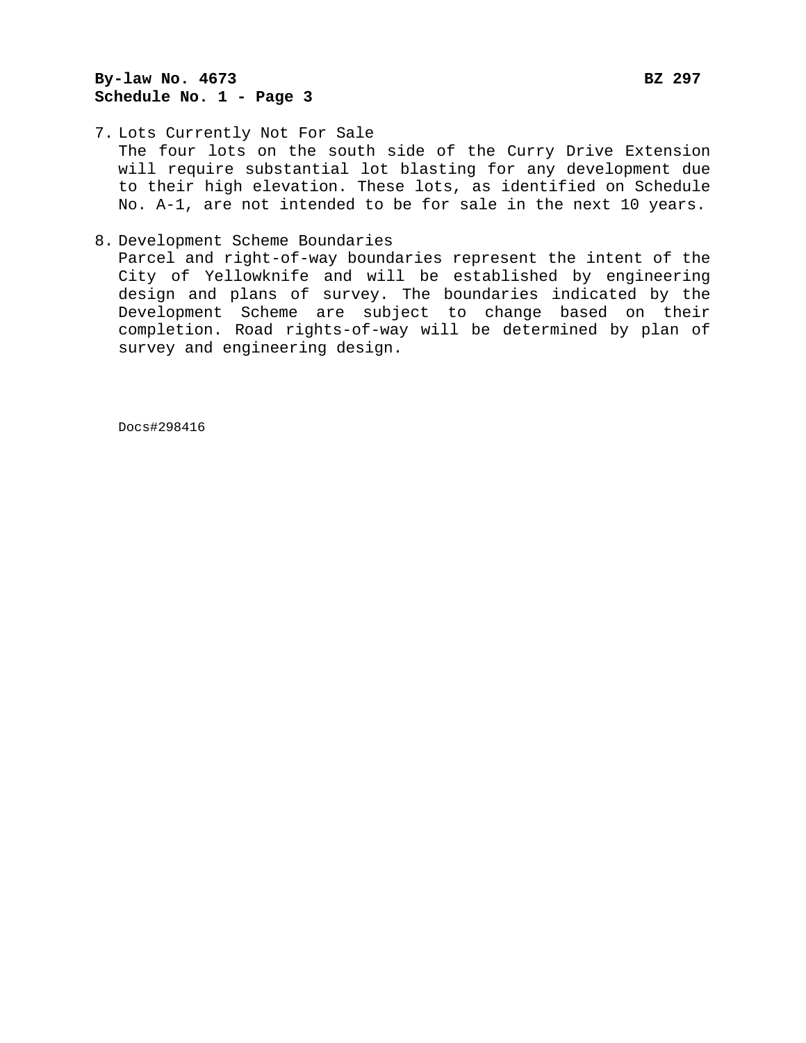**By-law No. 4673** **BZ 297**
**Schedule No. 1 - Page 3**

7. Lots Currently Not For Sale
   The four lots on the south side of the Curry Drive Extension will require substantial lot blasting for any development due to their high elevation. These lots, as identified on Schedule No. A-1, are not intended to be for sale in the next 10 years.

8. Development Scheme Boundaries
   Parcel and right-of-way boundaries represent the intent of the City of Yellowknife and will be established by engineering design and plans of survey. The boundaries indicated by the Development Scheme are subject to change based on their completion. Road rights-of-way will be determined by plan of survey and engineering design.

Docs#298416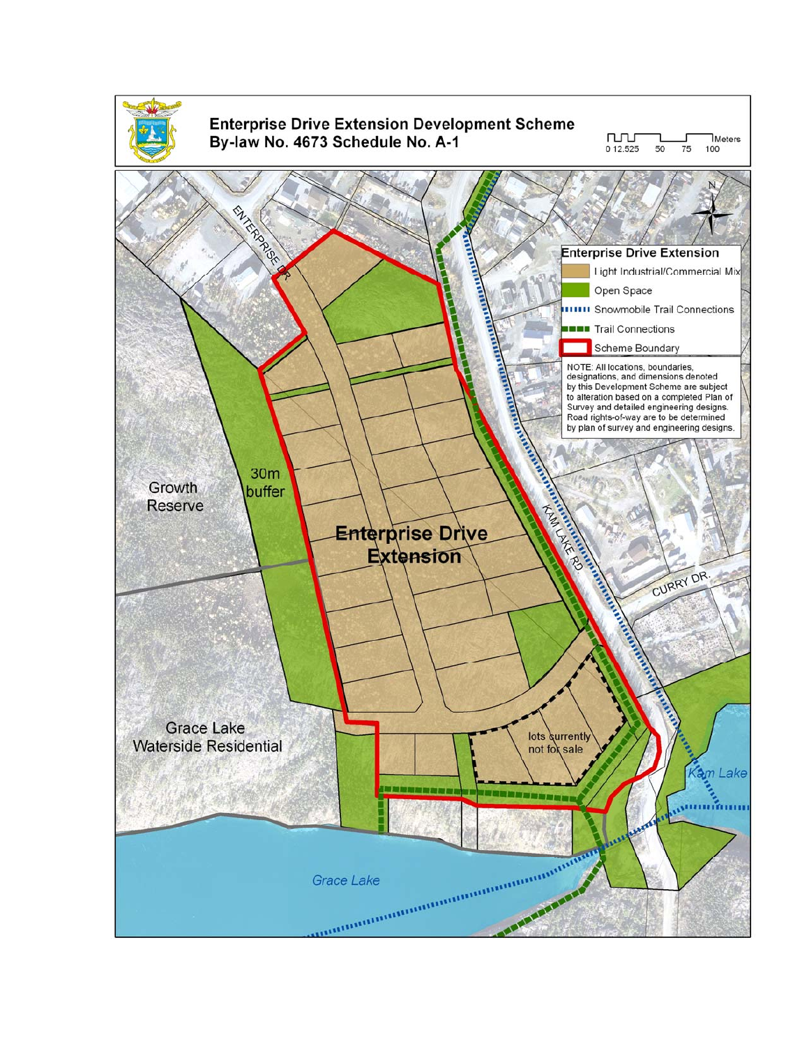# Enterprise Drive Extension Development Scheme
## By-law No. 4673 Schedule No. A-1

0 12.525 50 75 100
Meters

N

**Enterprise Drive Extension**

Light Industrial/Commercial Mix

Open Space

Snowmobile Trail Connections

Trail Connections

Scheme Boundary

NOTE: All locations, boundaries, designations, and dimensions denoted by this Development Scheme are subject to alteration based on a completed Plan of Survey and detailed engineering designs. Road rights-of-way are to be determined by plan of survey and engineering designs.

ENTERPRISE DR.

KAM LAKE RD.

CURRY DR.

Growth Reserve

30m buffer

**Enterprise Drive Extension**

Grace Lake Waterside Residential

lots currently not for sale

Kam Lake

Grace Lake